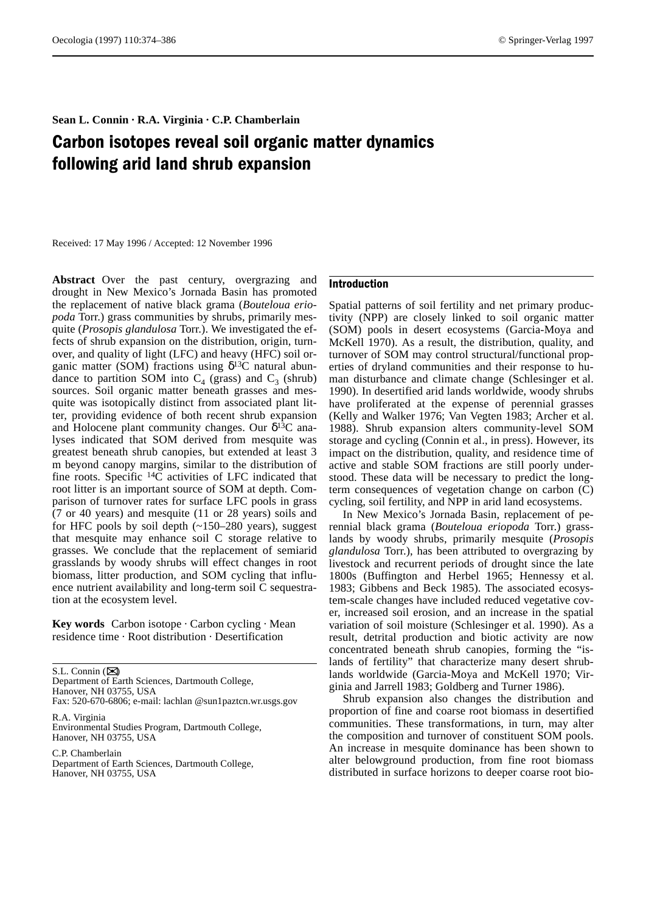Sean L. Connin · R.A. Virginia · C.P. Chamberlain

# Carbon isotopes reveal soil organic matter dynamics following arid land shrub expansion

Received: 17 May 1996 / Accepted: 12 November 1996

**Abstract** Over the past century, overgrazing and drought in New Mexico's Jornada Basin has promoted the replacement of native black grama (*Bouteloua eriopoda* Torr.) grass communities by shrubs, primarily mesquite (*Prosopis glandulosa* Torr.). We investigated the effects of shrub expansion on the distribution, origin, turnover, and quality of light (LFC) and heavy (HFC) soil organic matter (SOM) fractions using $\delta^{13}C$ natural abundance to partition SOM into $C_4$ (grass) and $C_3$ (shrub) sources. Soil organic matter beneath grasses and mesquite was isotopically distinct from associated plant litter, providing evidence of both recent shrub expansion and Holocene plant community changes. Our $\delta^{13}C$ analyses indicated that SOM derived from mesquite was greatest beneath shrub canopies, but extended at least 3 m beyond canopy margins, similar to the distribution of fine roots. Specific $^{14}C$ activities of LFC indicated that root litter is an important source of SOM at depth. Comparison of turnover rates for surface LFC pools in grass (7 or 40 years) and mesquite (11 or 28 years) soils and for HFC pools by soil depth (~150–280 years), suggest that mesquite may enhance soil C storage relative to grasses. We conclude that the replacement of semiarid grasslands by woody shrubs will effect changes in root biomass, litter production, and SOM cycling that influence nutrient availability and long-term soil C sequestration at the ecosystem level.

**Key words** Carbon isotope · Carbon cycling · Mean residence time · Root distribution · Desertification

S.L. Connin (✉)
Department of Earth Sciences, Dartmouth College, Hanover, NH 03755, USA
Fax: 520-670-6806; e-mail: lachlan @sun1paztcn.wr.usgs.gov

R.A. Virginia
Environmental Studies Program, Dartmouth College, Hanover, NH 03755, USA

C.P. Chamberlain
Department of Earth Sciences, Dartmouth College, Hanover, NH 03755, USA

## Introduction

Spatial patterns of soil fertility and net primary productivity (NPP) are closely linked to soil organic matter (SOM) pools in desert ecosystems (Garcia-Moya and McKell 1970). As a result, the distribution, quality, and turnover of SOM may control structural/functional properties of dryland communities and their response to human disturbance and climate change (Schlesinger et al. 1990). In desertified arid lands worldwide, woody shrubs have proliferated at the expense of perennial grasses (Kelly and Walker 1976; Van Vegten 1983; Archer et al. 1988). Shrub expansion alters community-level SOM storage and cycling (Connin et al., in press). However, its impact on the distribution, quality, and residence time of active and stable SOM fractions are still poorly understood. These data will be necessary to predict the long-term consequences of vegetation change on carbon (C) cycling, soil fertility, and NPP in arid land ecosystems.

In New Mexico's Jornada Basin, replacement of perennial black grama (*Bouteloua eriopoda* Torr.) grasslands by woody shrubs, primarily mesquite (*Prosopis glandulosa* Torr.), has been attributed to overgrazing by livestock and recurrent periods of drought since the late 1800s (Buffington and Herbel 1965; Hennessy et al. 1983; Gibbens and Beck 1985). The associated ecosystem-scale changes have included reduced vegetative cover, increased soil erosion, and an increase in the spatial variation of soil moisture (Schlesinger et al. 1990). As a result, detrital production and biotic activity are now concentrated beneath shrub canopies, forming the "islands of fertility" that characterize many desert shrublands worldwide (Garcia-Moya and McKell 1970; Virginia and Jarrell 1983; Goldberg and Turner 1986).

Shrub expansion also changes the distribution and proportion of fine and coarse root biomass in desertified communities. These transformations, in turn, may alter the composition and turnover of constituent SOM pools. An increase in mesquite dominance has been shown to alter belowground production, from fine root biomass distributed in surface horizons to deeper coarse root bio-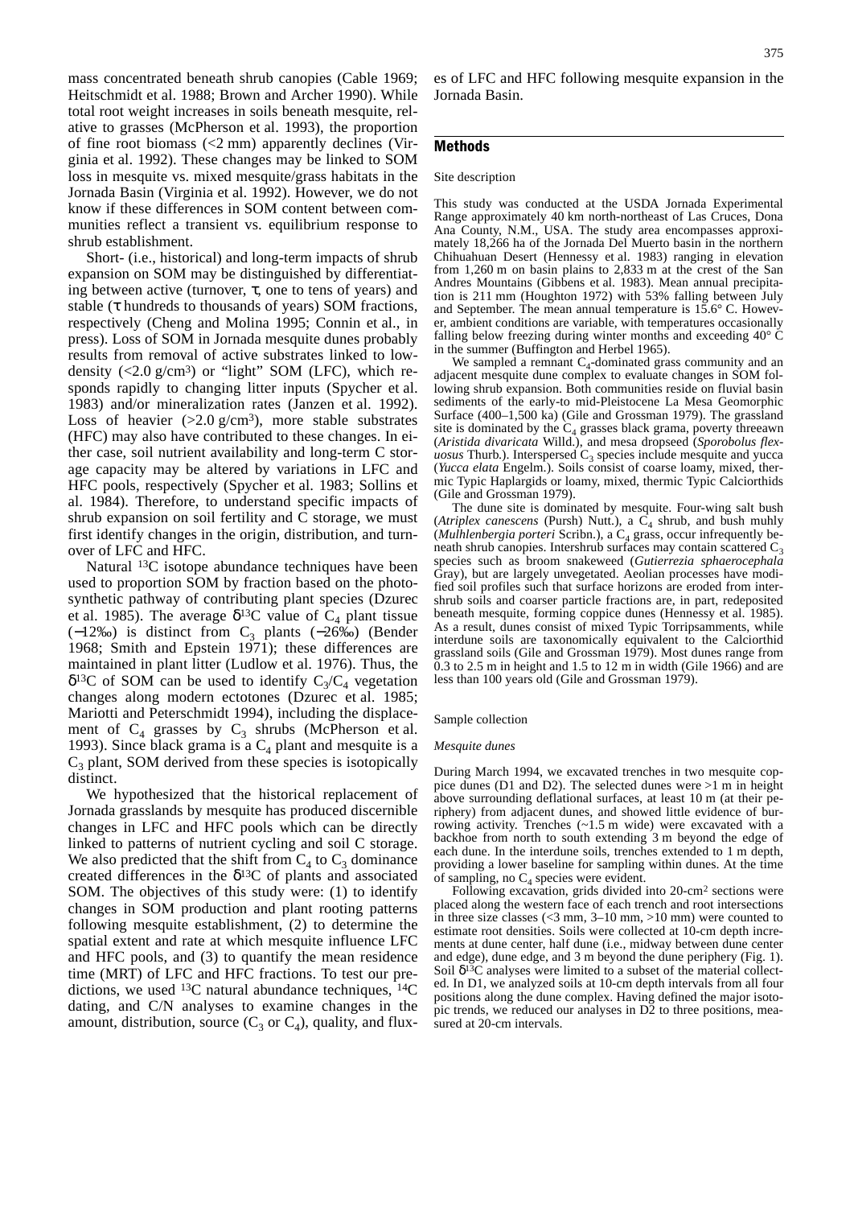mass concentrated beneath shrub canopies (Cable 1969; Heitschmidt et al. 1988; Brown and Archer 1990). While total root weight increases in soils beneath mesquite, relative to grasses (McPherson et al. 1993), the proportion of fine root biomass (<2 mm) apparently declines (Virginia et al. 1992). These changes may be linked to SOM loss in mesquite vs. mixed mesquite/grass habitats in the Jornada Basin (Virginia et al. 1992). However, we do not know if these differences in SOM content between communities reflect a transient vs. equilibrium response to shrub establishment.

Short- (i.e., historical) and long-term impacts of shrub expansion on SOM may be distinguished by differentiating between active (turnover, τ, one to tens of years) and stable (τ hundreds to thousands of years) SOM fractions, respectively (Cheng and Molina 1995; Connin et al., in press). Loss of SOM in Jornada mesquite dunes probably results from removal of active substrates linked to low-density (<2.0 g/cm$^3$) or "light" SOM (LFC), which responds rapidly to changing litter inputs (Spycher et al. 1983) and/or mineralization rates (Janzen et al. 1992). Loss of heavier (>2.0 g/cm$^3$), more stable substrates (HFC) may also have contributed to these changes. In either case, soil nutrient availability and long-term C storage capacity may be altered by variations in LFC and HFC pools, respectively (Spycher et al. 1983; Sollins et al. 1984). Therefore, to understand specific impacts of shrub expansion on soil fertility and C storage, we must first identify changes in the origin, distribution, and turnover of LFC and HFC.

Natural $^{13}$C isotope abundance techniques have been used to proportion SOM by fraction based on the photosynthetic pathway of contributing plant species (Dzurec et al. 1985). The average $\delta^{13}$C value of $C_4$ plant tissue (−12‰) is distinct from $C_3$ plants (−26‰) (Bender 1968; Smith and Epstein 1971); these differences are maintained in plant litter (Ludlow et al. 1976). Thus, the $\delta^{13}$C of SOM can be used to identify $C_3$/$C_4$ vegetation changes along modern ecotones (Dzurec et al. 1985; Mariotti and Peterschmidt 1994), including the displacement of $C_4$ grasses by $C_3$ shrubs (McPherson et al. 1993). Since black grama is a $C_4$ plant and mesquite is a $C_3$ plant, SOM derived from these species is isotopically distinct.

We hypothesized that the historical replacement of Jornada grasslands by mesquite has produced discernible changes in LFC and HFC pools which can be directly linked to patterns of nutrient cycling and soil C storage. We also predicted that the shift from $C_4$ to $C_3$ dominance created differences in the $\delta^{13}$C of plants and associated SOM. The objectives of this study were: (1) to identify changes in SOM production and plant rooting patterns following mesquite establishment, (2) to determine the spatial extent and rate at which mesquite influence LFC and HFC pools, and (3) to quantify the mean residence time (MRT) of LFC and HFC fractions. To test our predictions, we used $^{13}$C natural abundance techniques, $^{14}$C dating, and C/N analyses to examine changes in the amount, distribution, source ($C_3$ or $C_4$), quality, and fluxes of LFC and HFC following mesquite expansion in the Jornada Basin.

## Methods

### Site description

This study was conducted at the USDA Jornada Experimental Range approximately 40 km north-northeast of Las Cruces, Dona Ana County, N.M., USA. The study area encompasses approximately 18,266 ha of the Jornada Del Muerto basin in the northern Chihuahuan Desert (Hennessy et al. 1983) ranging in elevation from 1,260 m on basin plains to 2,833 m at the crest of the San Andres Mountains (Gibbens et al. 1983). Mean annual precipitation is 211 mm (Houghton 1972) with 53% falling between July and September. The mean annual temperature is 15.6° C. However, ambient conditions are variable, with temperatures occasionally falling below freezing during winter months and exceeding 40° C in the summer (Buffington and Herbel 1965).

We sampled a remnant $C_4$-dominated grass community and an adjacent mesquite dune complex to evaluate changes in SOM following shrub expansion. Both communities reside on fluvial basin sediments of the early-to mid-Pleistocene La Mesa Geomorphic Surface (400–1,500 ka) (Gile and Grossman 1979). The grassland site is dominated by the $C_4$ grasses black grama, poverty threeawn (*Aristida divaricata* Willd.), and mesa dropseed (*Sporobolus flexuosus* Thurb.). Interspersed $C_3$ species include mesquite and yucca (*Yucca elata* Engelm.). Soils consist of coarse loamy, mixed, thermic Typic Haplargids or loamy, mixed, thermic Typic Calciorthids (Gile and Grossman 1979).

The dune site is dominated by mesquite. Four-wing salt bush (*Atriplex canescens* (Pursh) Nutt.), a $C_4$ shrub, and bush muhly (*Mulhlenbergia porteri* Scribn.), a $C_4$ grass, occur infrequently beneath shrub canopies. Intershrub surfaces may contain scattered $C_3$ species such as broom snakeweed (*Gutierrezia sphaerocephala* Gray), but are largely unvegetated. Aeolian processes have modified soil profiles such that surface horizons are eroded from intershrub soils and coarser particle fractions are, in part, redeposited beneath mesquite, forming coppice dunes (Hennessy et al. 1985). As a result, dunes consist of mixed Typic Torripsamments, while interdune soils are taxonomically equivalent to the Calciorthid grassland soils (Gile and Grossman 1979). Most dunes range from 0.3 to 2.5 m in height and 1.5 to 12 m in width (Gile 1966) and are less than 100 years old (Gile and Grossman 1979).

### Sample collection

#### *Mesquite dunes*

During March 1994, we excavated trenches in two mesquite coppice dunes (D1 and D2). The selected dunes were >1 m in height above surrounding deflational surfaces, at least 10 m (at their periphery) from adjacent dunes, and showed little evidence of burrowing activity. Trenches (~1.5 m wide) were excavated with a backhoe from north to south extending 3 m beyond the edge of each dune. In the interdune soils, trenches extended to 1 m depth, providing a lower baseline for sampling within dunes. At the time of sampling, no $C_4$ species were evident.

Following excavation, grids divided into 20-cm$^2$ sections were placed along the western face of each trench and root intersections in three size classes (<3 mm, 3–10 mm, >10 mm) were counted to estimate root densities. Soils were collected at 10-cm depth increments at dune center, half dune (i.e., midway between dune center and edge), dune edge, and 3 m beyond the dune periphery (Fig. 1). Soil $\delta^{13}$C analyses were limited to a subset of the material collected. In D1, we analyzed soils at 10-cm depth intervals from all four positions along the dune complex. Having defined the major isotopic trends, we reduced our analyses in D2 to three positions, measured at 20-cm intervals.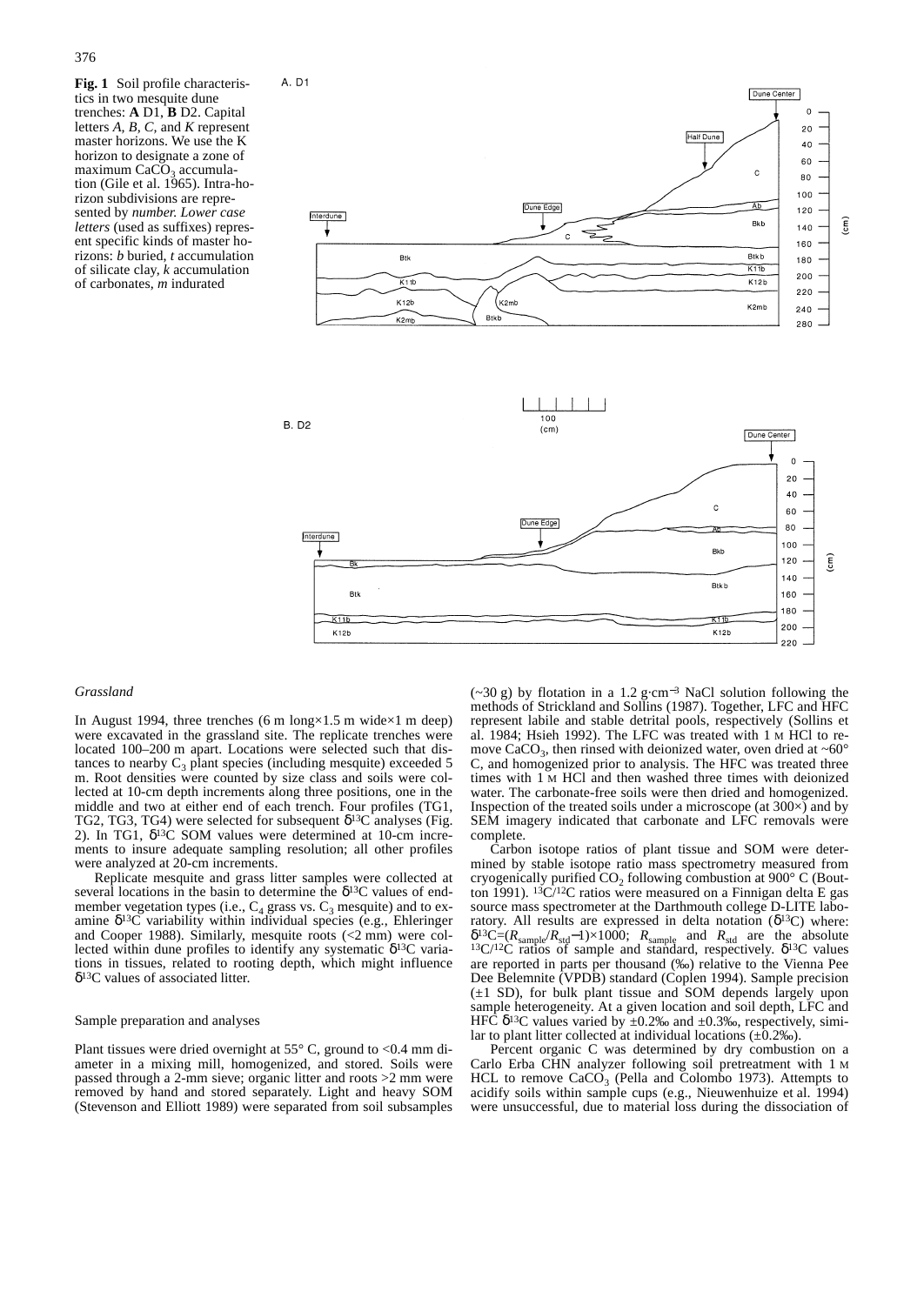**Fig. 1** Soil profile characteristics in two mesquite dune trenches: **A** D1, **B** D2. Capital letters *A*, *B*, *C*, and *K* represent master horizons. We use the K horizon to designate a zone of maximum $CaCO_3$ accumulation (Gile et al. 1965). Intra-horizon subdivisions are represented by *number. Lower case letters* (used as suffixes) represent specific kinds of master horizons: *b* buried, *t* accumulation of silicate clay, *k* accumulation of carbonates, *m* indurated

### *Grassland*

In August 1994, three trenches (6 m long×1.5 m wide×1 m deep) were excavated in the grassland site. The replicate trenches were located 100–200 m apart. Locations were selected such that distances to nearby $C_3$ plant species (including mesquite) exceeded 5 m. Root densities were counted by size class and soils were collected at 10-cm depth increments along three positions, one in the middle and two at either end of each trench. Four profiles (TG1, TG2, TG3, TG4) were selected for subsequent $\delta^{13}C$ analyses (Fig. 2). In TG1, $\delta^{13}C$ SOM values were determined at 10-cm increments to insure adequate sampling resolution; all other profiles were analyzed at 20-cm increments.

Replicate mesquite and grass litter samples were collected at several locations in the basin to determine the $\delta^{13}C$ values of end-member vegetation types (i.e., $C_4$ grass vs. $C_3$ mesquite) and to examine $\delta^{13}C$ variability within individual species (e.g., Ehleringer and Cooper 1988). Similarly, mesquite roots (<2 mm) were collected within dune profiles to identify any systematic $\delta^{13}C$ variations in tissues, related to rooting depth, which might influence $\delta^{13}C$ values of associated litter.

### Sample preparation and analyses

Plant tissues were dried overnight at 55° C, ground to <0.4 mm diameter in a mixing mill, homogenized, and stored. Soils were passed through a 2-mm sieve; organic litter and roots >2 mm were removed by hand and stored separately. Light and heavy SOM (Stevenson and Elliott 1989) were separated from soil subsamples (~30 g) by flotation in a 1.2 g·cm$^{-3}$ NaCl solution following the methods of Strickland and Sollins (1987). Together, LFC and HFC represent labile and stable detrital pools, respectively (Sollins et al. 1984; Hsieh 1992). The LFC was treated with 1 M HCl to remove $CaCO_3$, then rinsed with deionized water, oven dried at ~60° C, and homogenized prior to analysis. The HFC was treated three times with 1 M HCl and then washed three times with deionized water. The carbonate-free soils were then dried and homogenized. Inspection of the treated soils under a microscope (at 300×) and by SEM imagery indicated that carbonate and LFC removals were complete.

Carbon isotope ratios of plant tissue and SOM were determined by stable isotope ratio mass spectrometry measured from cryogenically purified $CO_2$ following combustion at 900° C (Boutton 1991). $^{13}C/^{12}C$ ratios were measured on a Finnigan delta E gas source mass spectrometer at the Darthmouth college D-LITE laboratory. All results are expressed in delta notation ($\delta^{13}C$) where: $\delta^{13}C=(R_{sample}/R_{std}-1)\times1000$; $R_{sample}$ and $R_{std}$ are the absolute $^{13}C/^{12}C$ ratios of sample and standard, respectively. $\delta^{13}C$ values are reported in parts per thousand (‰) relative to the Vienna Pee Dee Belemnite (VPDB) standard (Coplen 1994). Sample precision (±1 SD), for bulk plant tissue and SOM depends largely upon sample heterogeneity. At a given location and soil depth, LFC and HFC $\delta^{13}C$ values varied by ±0.2‰ and ±0.3‰, respectively, similar to plant litter collected at individual locations (±0.2‰).

Percent organic C was determined by dry combustion on a Carlo Erba CHN analyzer following soil pretreatment with 1 M HCL to remove $CaCO_3$ (Pella and Colombo 1973). Attempts to acidify soils within sample cups (e.g., Nieuwenhuize et al. 1994) were unsuccessful, due to material loss during the dissociation of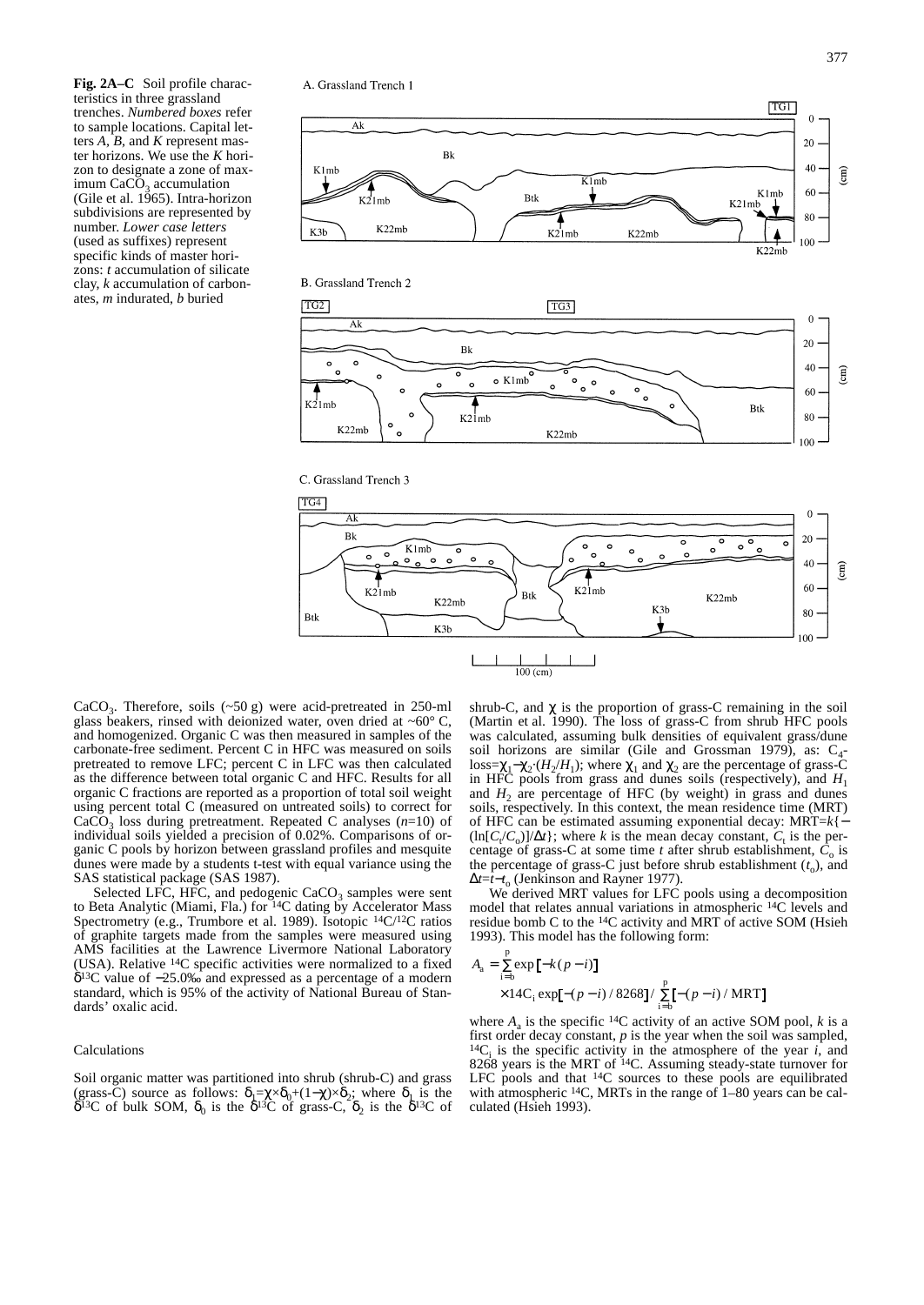**Fig. 2A–C** Soil profile characteristics in three grassland trenches. *Numbered boxes* refer to sample locations. Capital letters *A*, *B*, and *K* represent master horizons. We use the *K* horizon to designate a zone of maximum $CaCO_3$ accumulation (Gile et al. 1965). Intra-horizon subdivisions are represented by number. *Lower case letters* (used as suffixes) represent specific kinds of master horizons: *t* accumulation of silicate clay, *k* accumulation of carbonates, *m* indurated, *b* buried

$CaCO_3$. Therefore, soils (~50 g) were acid-pretreated in 250-ml glass beakers, rinsed with deionized water, oven dried at ~60° C, and homogenized. Organic C was then measured in samples of the carbonate-free sediment. Percent C in HFC was measured on soils pretreated to remove LFC; percent C in LFC was then calculated as the difference between total organic C and HFC. Results for all organic C fractions are reported as a proportion of total soil weight using percent total C (measured on untreated soils) to correct for $CaCO_3$ loss during pretreatment. Repeated C analyses ($n$=10) of individual soils yielded a precision of 0.02%. Comparisons of organic C pools by horizon between grassland profiles and mesquite dunes were made by a students t-test with equal variance using the SAS statistical package (SAS 1987).

Selected LFC, HFC, and pedogenic $CaCO_3$ samples were sent to Beta Analytic (Miami, Fla.) for $^{14}C$ dating by Accelerator Mass Spectrometry (e.g., Trumbore et al. 1989). Isotopic $^{14}C/^{12}C$ ratios of graphite targets made from the samples were measured using AMS facilities at the Lawrence Livermore National Laboratory (USA). Relative $^{14}C$ specific activities were normalized to a fixed $\delta^{13}C$ value of −25.0‰ and expressed as a percentage of a modern standard, which is 95% of the activity of National Bureau of Standards' oxalic acid.

## Calculations

Soil organic matter was partitioned into shrub (shrub-C) and grass (grass-C) source as follows: $\delta_1 = \chi \times \delta_0 + (1-\chi) \times \delta_2$; where $\delta_1$ is the $\delta^{13}C$ of bulk SOM, $\delta_0$ is the $\delta^{13}C$ of grass-C, $\delta_2$ is the $\delta^{13}C$ of shrub-C, and $\chi$ is the proportion of grass-C remaining in the soil (Martin et al. 1990). The loss of grass-C from shrub HFC pools was calculated, assuming bulk densities of equivalent grass/dune soil horizons are similar (Gile and Grossman 1979), as: $C_4$-loss$=\chi_1 - \chi_2 \cdot (H_2/H_1)$; where $\chi_1$ and $\chi_2$ are the percentage of grass-C in HFC pools from grass and dunes soils (respectively), and $H_1$ and $H_2$ are percentage of HFC (by weight) in grass and dunes soils, respectively. In this context, the mean residence time (MRT) of HFC can be estimated assuming exponential decay: MRT$=k\{-(\ln[C_t/C_o)]/\Delta t\}$; where $k$ is the mean decay constant, $C_t$ is the percentage of grass-C at some time $t$ after shrub establishment, $C_o$ is the percentage of grass-C just before shrub establishment ($t_o$), and $\Delta t = t - t_o$ (Jenkinson and Rayner 1977).

We derived MRT values for LFC pools using a decomposition model that relates annual variations in atmospheric $^{14}C$ levels and residue bomb C to the $^{14}C$ activity and MRT of active SOM (Hsieh 1993). This model has the following form:

$$A_a = \sum_{i=b}^{p} \exp\left[-k(p-i)\right] \times 14C_i \exp\left[-(p-i)/8268\right] / \sum_{i=b}^{p}\left[-(p-i)/\text{MRT}\right]$$

where $A_a$ is the specific $^{14}C$ activity of an active SOM pool, $k$ is a first order decay constant, $p$ is the year when the soil was sampled, $^{14}C_i$ is the specific activity in the atmosphere of the year $i$, and 8268 years is the MRT of $^{14}C$. Assuming steady-state turnover for LFC pools and that $^{14}C$ sources to these pools are equilibrated with atmospheric $^{14}C$, MRTs in the range of 1–80 years can be calculated (Hsieh 1993).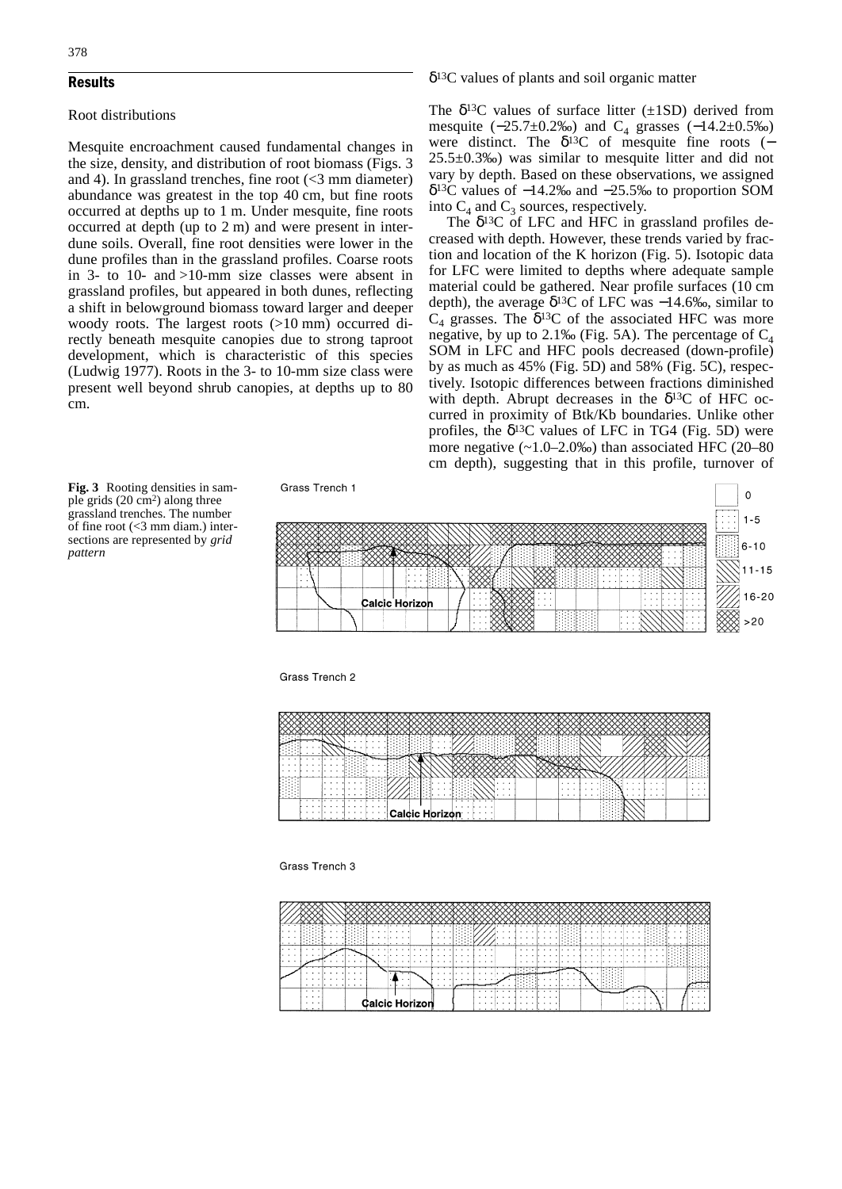## Results

### Root distributions

Mesquite encroachment caused fundamental changes in the size, density, and distribution of root biomass (Figs. 3 and 4). In grassland trenches, fine root (<3 mm diameter) abundance was greatest in the top 40 cm, but fine roots occurred at depths up to 1 m. Under mesquite, fine roots occurred at depth (up to 2 m) and were present in interdune soils. Overall, fine root densities were lower in the dune profiles than in the grassland profiles. Coarse roots in 3- to 10- and >10-mm size classes were absent in grassland profiles, but appeared in both dunes, reflecting a shift in belowground biomass toward larger and deeper woody roots. The largest roots (>10 mm) occurred directly beneath mesquite canopies due to strong taproot development, which is characteristic of this species (Ludwig 1977). Roots in the 3- to 10-mm size class were present well beyond shrub canopies, at depths up to 80 cm.

### $\delta^{13}C$ values of plants and soil organic matter

The $\delta^{13}C$ values of surface litter (±1SD) derived from mesquite (−25.7±0.2‰) and $C_4$ grasses (−14.2±0.5‰) were distinct. The $\delta^{13}C$ of mesquite fine roots (−25.5±0.3‰) was similar to mesquite litter and did not vary by depth. Based on these observations, we assigned $\delta^{13}C$ values of −14.2‰ and −25.5‰ to proportion SOM into $C_4$ and $C_3$ sources, respectively.

The $\delta^{13}C$ of LFC and HFC in grassland profiles decreased with depth. However, these trends varied by fraction and location of the K horizon (Fig. 5). Isotopic data for LFC were limited to depths where adequate sample material could be gathered. Near profile surfaces (10 cm depth), the average $\delta^{13}C$ of LFC was −14.6‰, similar to $C_4$ grasses. The $\delta^{13}C$ of the associated HFC was more negative, by up to 2.1‰ (Fig. 5A). The percentage of $C_4$ SOM in LFC and HFC pools decreased (down-profile) by as much as 45% (Fig. 5D) and 58% (Fig. 5C), respectively. Isotopic differences between fractions diminished with depth. Abrupt decreases in the $\delta^{13}C$ of HFC occurred in proximity of Btk/Kb boundaries. Unlike other profiles, the $\delta^{13}C$ values of LFC in TG4 (Fig. 5D) were more negative (~1.0–2.0‰) than associated HFC (20–80 cm depth), suggesting that in this profile, turnover of

**Fig. 3** Rooting densities in sample grids (20 cm²) along three grassland trenches. The number of fine root (<3 mm diam.) intersections are represented by *grid pattern*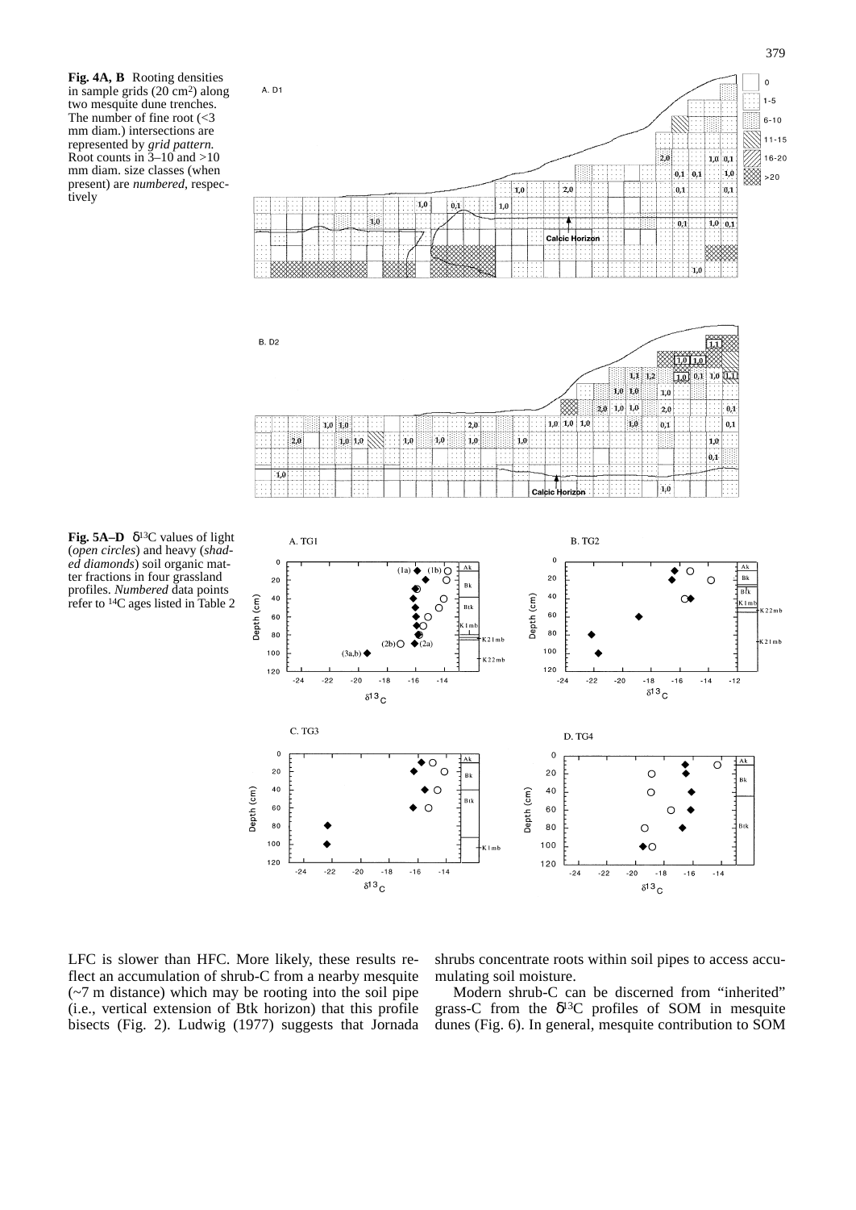**Fig. 4A, B** Rooting densities in sample grids (20 cm[2]) along two mesquite dune trenches. The number of fine root (<3 mm diam.) intersections are represented by *grid pattern*. Root counts in 3–10 and >10 mm diam. size classes (when present) are *numbered*, respectively

**Fig. 5A–D** $\delta^{13}$C values of light (*open circles*) and heavy (*shaded diamonds*) soil organic matter fractions in four grassland profiles. *Numbered* data points refer to $^{14}$C ages listed in Table 2

LFC is slower than HFC. More likely, these results reflect an accumulation of shrub-C from a nearby mesquite (~7 m distance) which may be rooting into the soil pipe (i.e., vertical extension of Btk horizon) that this profile bisects (Fig. 2). Ludwig (1977) suggests that Jornada shrubs concentrate roots within soil pipes to access accumulating soil moisture.

Modern shrub-C can be discerned from "inherited" grass-C from the $\delta^{13}$C profiles of SOM in mesquite dunes (Fig. 6). In general, mesquite contribution to SOM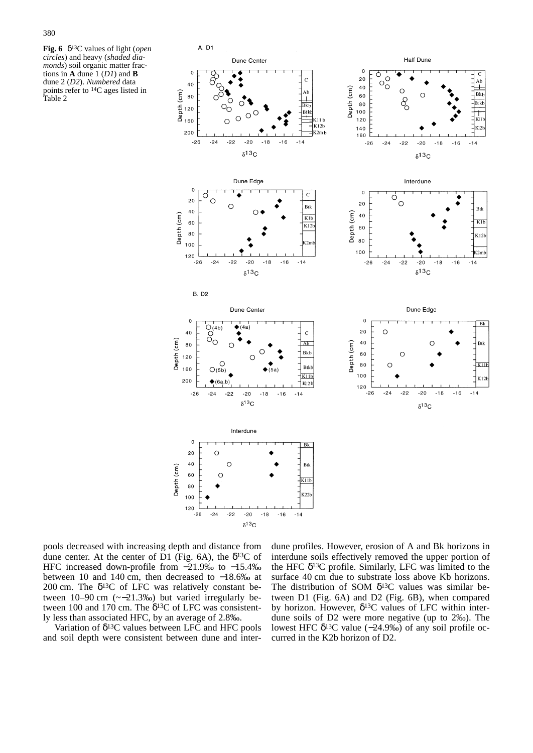**Fig. 6** δ[13]C values of light (*open circles*) and heavy (*shaded diamonds*) soil organic matter fractions in **A** dune 1 (*D1*) and **B** dune 2 (*D2*). *Numbered* data points refer to [14]C ages listed in Table 2

pools decreased with increasing depth and distance from dune center. At the center of D1 (Fig. 6A), the δ[13]C of HFC increased down-profile from −21.9‰ to −15.4‰ between 10 and 140 cm, then decreased to −18.6‰ at 200 cm. The δ[13]C of LFC was relatively constant between 10–90 cm (~−21.3‰) but varied irregularly between 100 and 170 cm. The δ[13]C of LFC was consistently less than associated HFC, by an average of 2.8‰.

Variation of δ[13]C values between LFC and HFC pools and soil depth were consistent between dune and interdune profiles. However, erosion of A and Bk horizons in interdune soils effectively removed the upper portion of the HFC δ[13]C profile. Similarly, LFC was limited to the surface 40 cm due to substrate loss above Kb horizons. The distribution of SOM δ[13]C values was similar between D1 (Fig. 6A) and D2 (Fig. 6B), when compared by horizon. However, δ[13]C values of LFC within interdune soils of D2 were more negative (up to 2‰). The lowest HFC δ[13]C value (−24.9‰) of any soil profile occurred in the K2b horizon of D2.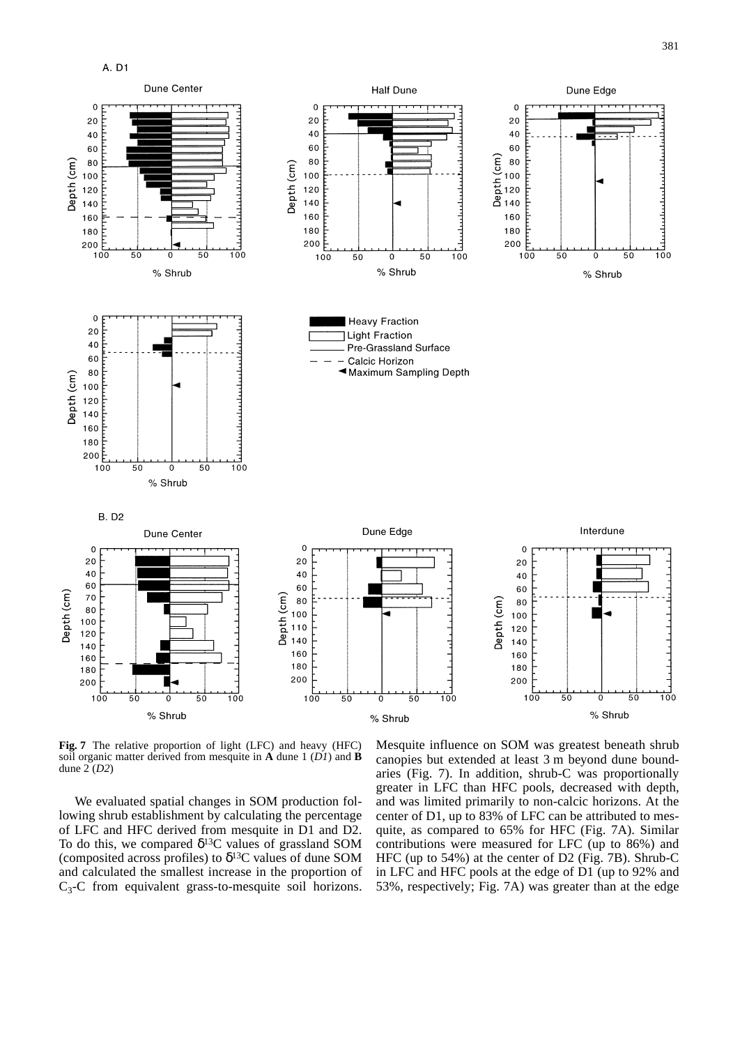**Fig. 7** The relative proportion of light (LFC) and heavy (HFC) soil organic matter derived from mesquite in **A** dune 1 (*D1*) and **B** dune 2 (*D2*)

We evaluated spatial changes in SOM production following shrub establishment by calculating the percentage of LFC and HFC derived from mesquite in D1 and D2. To do this, we compared $\delta^{13}C$ values of grassland SOM (composited across profiles) to $\delta^{13}C$ values of dune SOM and calculated the smallest increase in the proportion of $C_3$-C from equivalent grass-to-mesquite soil horizons. Mesquite influence on SOM was greatest beneath shrub canopies but extended at least 3 m beyond dune boundaries (Fig. 7). In addition, shrub-C was proportionally greater in LFC than HFC pools, decreased with depth, and was limited primarily to non-calcic horizons. At the center of D1, up to 83% of LFC can be attributed to mesquite, as compared to 65% for HFC (Fig. 7A). Similar contributions were measured for LFC (up to 86%) and HFC (up to 54%) at the center of D2 (Fig. 7B). Shrub-C in LFC and HFC pools at the edge of D1 (up to 92% and 53%, respectively; Fig. 7A) was greater than at the edge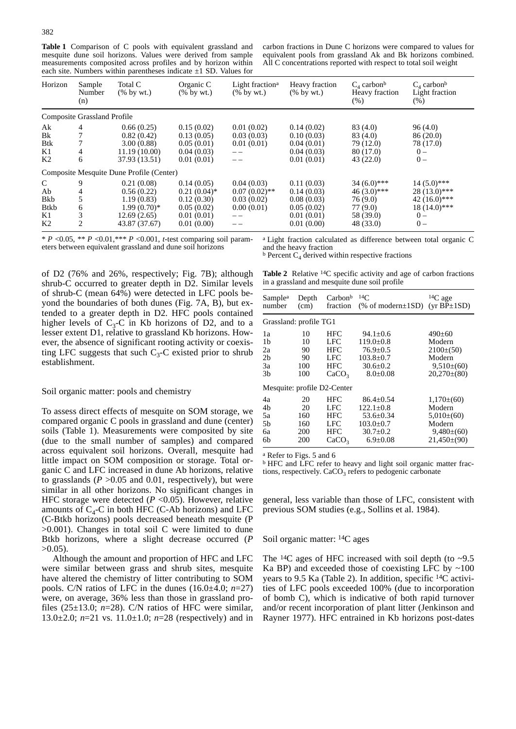**Table 1** Comparison of C pools with equivalent grassland and mesquite dune soil horizons. Values were derived from sample measurements composited across profiles and by horizon within each site. Numbers within parentheses indicate ±1 SD. Values for carbon fractions in Dune C horizons were compared to values for equivalent pools from grassland Ak and Bk horizons combined. All C concentrations reported with respect to total soil weight

| Horizon | Sample Number (n) | Total C (% by wt.) | Organic C (% by wt.) | Light fraction[a] (% by wt.) | Heavy fraction (% by wt.) | $C_4$ carbon[b] Heavy fraction (%) | $C_4$ carbon[b] Light fraction (%) |
|---|---|---|---|---|---|---|---|
| Composite Grassland Profile | | | | | | | |
| Ak | 4 | 0.66 (0.25) | 0.15 (0.02) | 0.01 (0.02) | 0.14 (0.02) | 83 (4.0) | 96 (4.0) |
| Bk | 7 | 0.82 (0.42) | 0.13 (0.05) | 0.03 (0.03) | 0.10 (0.03) | 83 (4.0) | 86 (20.0) |
| Btk | 7 | 3.00 (0.88) | 0.05 (0.01) | 0.01 (0.01) | 0.04 (0.01) | 79 (12.0) | 78 (17.0) |
| K1 | 4 | 11.19 (10.00) | 0.04 (0.03) | – – | 0.04 (0.03) | 80 (17.0) | 0 – |
| K2 | 6 | 37.93 (13.51) | 0.01 (0.01) | – – | 0.01 (0.01) | 43 (22.0) | 0 – |
| Composite Mesquite Dune Profile (Center) | | | | | | | |
| C | 9 | 0.21 (0.08) | 0.14 (0.05) | 0.04 (0.03) | 0.11 (0.03) | 34 (6.0)*** | 14 (5.0)*** |
| Ab | 4 | 0.56 (0.22) | 0.21 (0.04)* | 0.07 (0.02)** | 0.14 (0.03) | 46 (3.0)*** | 28 (13.0)*** |
| Bkb | 5 | 1.19 (0.83) | 0.12 (0.30) | 0.03 (0.02) | 0.08 (0.03) | 76 (9.0) | 42 (16.0)*** |
| Btkb | 6 | 1.99 (0.70)* | 0.05 (0.02) | 0.00 (0.01) | 0.05 (0.02) | 77 (9.0) | 18 (14.0)*** |
| K1 | 3 | 12.69 (2.65) | 0.01 (0.01) | – – | 0.01 (0.01) | 58 (39.0) | 0 – |
| K2 | 2 | 43.87 (37.67) | 0.01 (0.00) | – – | 0.01 (0.00) | 48 (33.0) | 0 – |

* $P$ <0.05, ** $P$ <0.01,*** $P$ <0.001, $t$-test comparing soil parameters between equivalent grassland and dune soil horizons

[a] Light fraction calculated as difference between total organic C and the heavy fraction

[b] Percent $C_4$ derived within respective fractions

of D2 (76% and 26%, respectively; Fig. 7B); although shrub-C occurred to greater depth in D2. Similar levels of shrub-C (mean 64%) were detected in LFC pools beyond the boundaries of both dunes (Fig. 7A, B), but extended to a greater depth in D2. HFC pools contained higher levels of $C_3$-C in Kb horizons of D2, and to a lesser extent D1, relative to grassland Kb horizons. However, the absence of significant rooting activity or coexisting LFC suggests that such $C_3$-C existed prior to shrub establishment.

## Soil organic matter: pools and chemistry

To assess direct effects of mesquite on SOM storage, we compared organic C pools in grassland and dune (center) soils (Table 1). Measurements were composited by site (due to the small number of samples) and compared across equivalent soil horizons. Overall, mesquite had little impact on SOM composition or storage. Total organic C and LFC increased in dune Ab horizons, relative to grasslands ($P$ >0.05 and 0.01, respectively), but were similar in all other horizons. No significant changes in HFC storage were detected ($P$ <0.05). However, relative amounts of $C_4$-C in both HFC (C-Ab horizons) and LFC (C-Btkb horizons) pools decreased beneath mesquite (P >0.001). Changes in total soil C were limited to dune Btkb horizons, where a slight decrease occurred ($P$ >0.05).

Although the amount and proportion of HFC and LFC were similar between grass and shrub sites, mesquite have altered the chemistry of litter contributing to SOM pools. C/N ratios of LFC in the dunes (16.0±4.0; $n$=27) were, on average, 36% less than those in grassland profiles (25±13.0; $n$=28). C/N ratios of HFC were similar, 13.0±2.0; $n$=21 vs. 11.0±1.0; $n$=28 (respectively) and in general, less variable than those of LFC, consistent with previous SOM studies (e.g., Sollins et al. 1984).

**Table 2** Relative $^{14}$C specific activity and age of carbon fractions in a grassland and mesquite dune soil profile

| Sample[a] number | Depth (cm) | Carbon[b] fraction | $^{14}$C (% of modern±1SD) | $^{14}$C age (yr BP±1SD) |
|---|---|---|---|---|
| Grassland: profile TG1 | | | | |
| 1a | 10 | HFC | 94.1±0.6 | 490±60 |
| 1b | 10 | LFC | 119.0±0.8 | Modern |
| 2a | 90 | HFC | 76.9±0.5 | 2100±(50) |
| 2b | 90 | LFC | 103.8±0.7 | Modern |
| 3a | 100 | HFC | 30.6±0.2 | 9,510±(60) |
| 3b | 100 | $CaCO_3$ | 8.0±0.08 | 20,270±(80) |
| Mesquite: profile D2-Center | | | | |
| 4a | 20 | HFC | 86.4±0.54 | 1,170±(60) |
| 4b | 20 | LFC | 122.1±0.8 | Modern |
| 5a | 160 | HFC | 53.6±0.34 | 5,010±(60) |
| 5b | 160 | LFC | 103.0±0.7 | Modern |
| 6a | 200 | HFC | 30.7±0.2 | 9,480±(60) |
| 6b | 200 | $CaCO_3$ | 6.9±0.08 | 21,450±(90) |

[a] Refer to Figs. 5 and 6

[b] HFC and LFC refer to heavy and light soil organic matter fractions, respectively. $CaCO_3$ refers to pedogenic carbonate

## Soil organic matter: $^{14}$C ages

The $^{14}$C ages of HFC increased with soil depth (to ~9.5 Ka BP) and exceeded those of coexisting LFC by ~100 years to 9.5 Ka (Table 2). In addition, specific $^{14}$C activities of LFC pools exceeded 100% (due to incorporation of bomb C), which is indicative of both rapid turnover and/or recent incorporation of plant litter (Jenkinson and Rayner 1977). HFC entrained in Kb horizons post-dates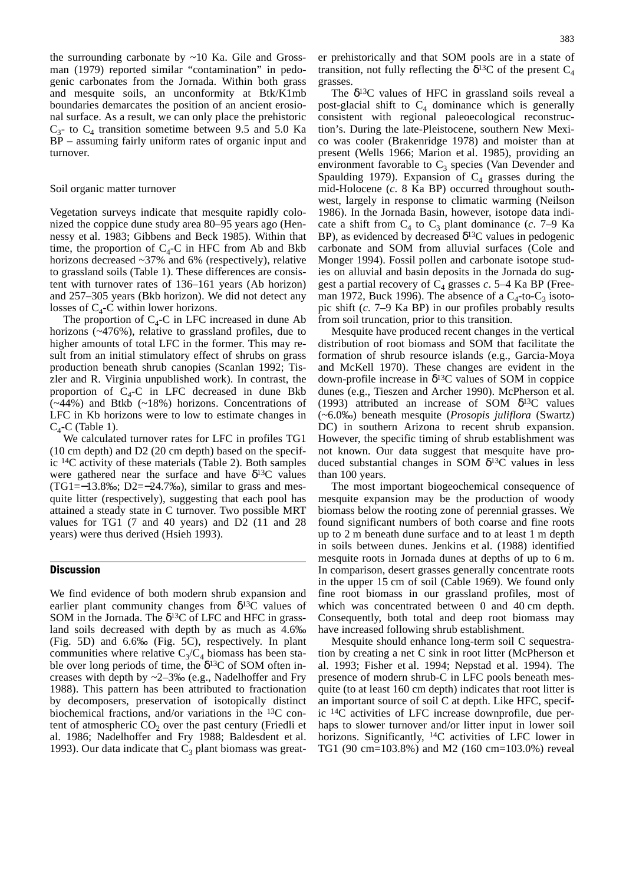the surrounding carbonate by ~10 Ka. Gile and Grossman (1979) reported similar "contamination" in pedogenic carbonates from the Jornada. Within both grass and mesquite soils, an unconformity at Btk/K1mb boundaries demarcates the position of an ancient erosional surface. As a result, we can only place the prehistoric $C_3$- to $C_4$ transition sometime between 9.5 and 5.0 Ka BP – assuming fairly uniform rates of organic input and turnover.

### Soil organic matter turnover

Vegetation surveys indicate that mesquite rapidly colonized the coppice dune study area 80–95 years ago (Hennessy et al. 1983; Gibbens and Beck 1985). Within that time, the proportion of $C_4$-C in HFC from Ab and Bkb horizons decreased ~37% and 6% (respectively), relative to grassland soils (Table 1). These differences are consistent with turnover rates of 136–161 years (Ab horizon) and 257–305 years (Bkb horizon). We did not detect any losses of $C_4$-C within lower horizons.

The proportion of $C_4$-C in LFC increased in dune Ab horizons (~476%), relative to grassland profiles, due to higher amounts of total LFC in the former. This may result from an initial stimulatory effect of shrubs on grass production beneath shrub canopies (Scanlan 1992; Tiszler and R. Virginia unpublished work). In contrast, the proportion of $C_4$-C in LFC decreased in dune Bkb (~44%) and Btkb (~18%) horizons. Concentrations of LFC in Kb horizons were to low to estimate changes in $C_4$-C (Table 1).

We calculated turnover rates for LFC in profiles TG1 (10 cm depth) and D2 (20 cm depth) based on the specific $^{14}C$ activity of these materials (Table 2). Both samples were gathered near the surface and have $\delta^{13}C$ values (TG1=−13.8‰; D2=−24.7‰), similar to grass and mesquite litter (respectively), suggesting that each pool has attained a steady state in C turnover. Two possible MRT values for TG1 (7 and 40 years) and D2 (11 and 28 years) were thus derived (Hsieh 1993).

## Discussion

We find evidence of both modern shrub expansion and earlier plant community changes from $\delta^{13}C$ values of SOM in the Jornada. The $\delta^{13}C$ of LFC and HFC in grassland soils decreased with depth by as much as 4.6‰ (Fig. 5D) and 6.6‰ (Fig. 5C), respectively. In plant communities where relative $C_3/C_4$ biomass has been stable over long periods of time, the $\delta^{13}C$ of SOM often increases with depth by ~2–3‰ (e.g., Nadelhoffer and Fry 1988). This pattern has been attributed to fractionation by decomposers, preservation of isotopically distinct biochemical fractions, and/or variations in the $^{13}C$ content of atmospheric $CO_2$ over the past century (Friedli et al. 1986; Nadelhoffer and Fry 1988; Baldesdent et al. 1993). Our data indicate that $C_3$ plant biomass was greater prehistorically and that SOM pools are in a state of transition, not fully reflecting the $\delta^{13}C$ of the present $C_4$ grasses.

The $\delta^{13}C$ values of HFC in grassland soils reveal a post-glacial shift to $C_4$ dominance which is generally consistent with regional paleoecological reconstruction's. During the late-Pleistocene, southern New Mexico was cooler (Brakenridge 1978) and moister than at present (Wells 1966; Marion et al. 1985), providing an environment favorable to $C_3$ species (Van Devender and Spaulding 1979). Expansion of $C_4$ grasses during the mid-Holocene (*c*. 8 Ka BP) occurred throughout southwest, largely in response to climatic warming (Neilson 1986). In the Jornada Basin, however, isotope data indicate a shift from $C_4$ to $C_3$ plant dominance (*c*. 7–9 Ka BP), as evidenced by decreased $\delta^{13}C$ values in pedogenic carbonate and SOM from alluvial surfaces (Cole and Monger 1994). Fossil pollen and carbonate isotope studies on alluvial and basin deposits in the Jornada do suggest a partial recovery of $C_4$ grasses *c*. 5–4 Ka BP (Freeman 1972, Buck 1996). The absence of a $C_4$-to-$C_3$ isotopic shift (*c*. 7–9 Ka BP) in our profiles probably results from soil truncation, prior to this transition.

Mesquite have produced recent changes in the vertical distribution of root biomass and SOM that facilitate the formation of shrub resource islands (e.g., Garcia-Moya and McKell 1970). These changes are evident in the down-profile increase in $\delta^{13}C$ values of SOM in coppice dunes (e.g., Tieszen and Archer 1990). McPherson et al. (1993) attributed an increase of SOM $\delta^{13}C$ values (~6.0‰) beneath mesquite (*Prosopis juliflora* (Swartz) DC) in southern Arizona to recent shrub expansion. However, the specific timing of shrub establishment was not known. Our data suggest that mesquite have produced substantial changes in SOM $\delta^{13}C$ values in less than 100 years.

The most important biogeochemical consequence of mesquite expansion may be the production of woody biomass below the rooting zone of perennial grasses. We found significant numbers of both coarse and fine roots up to 2 m beneath dune surface and to at least 1 m depth in soils between dunes. Jenkins et al. (1988) identified mesquite roots in Jornada dunes at depths of up to 6 m. In comparison, desert grasses generally concentrate roots in the upper 15 cm of soil (Cable 1969). We found only fine root biomass in our grassland profiles, most of which was concentrated between 0 and 40 cm depth. Consequently, both total and deep root biomass may have increased following shrub establishment.

Mesquite should enhance long-term soil C sequestration by creating a net C sink in root litter (McPherson et al. 1993; Fisher et al. 1994; Nepstad et al. 1994). The presence of modern shrub-C in LFC pools beneath mesquite (to at least 160 cm depth) indicates that root litter is an important source of soil C at depth. Like HFC, specific $^{14}C$ activities of LFC increase downprofile, due perhaps to slower turnover and/or litter input in lower soil horizons. Significantly, $^{14}C$ activities of LFC lower in TG1 (90 cm=103.8%) and M2 (160 cm=103.0%) reveal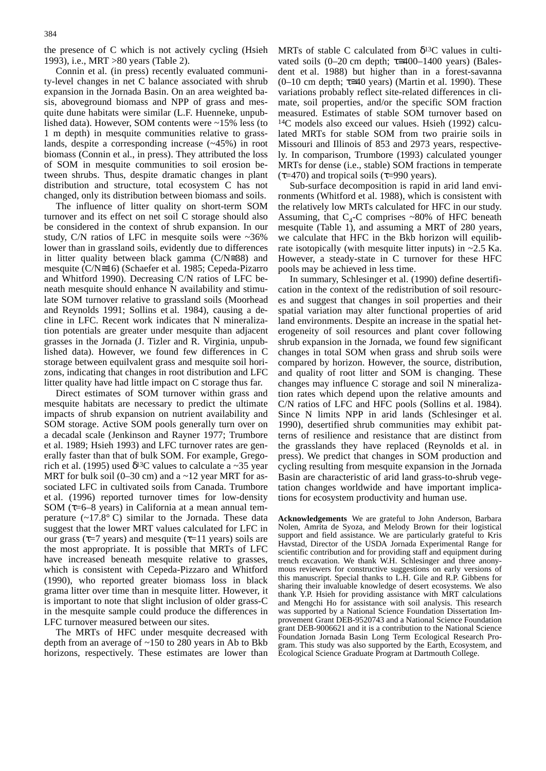the presence of C which is not actively cycling (Hsieh 1993), i.e., MRT >80 years (Table 2).

Connin et al. (in press) recently evaluated community-level changes in net C balance associated with shrub expansion in the Jornada Basin. On an area weighted basis, aboveground biomass and NPP of grass and mesquite dune habitats were similar (L.F. Huenneke, unpublished data). However, SOM contents were ~15% less (to 1 m depth) in mesquite communities relative to grasslands, despite a corresponding increase (~45%) in root biomass (Connin et al., in press). They attributed the loss of SOM in mesquite communities to soil erosion between shrubs. Thus, despite dramatic changes in plant distribution and structure, total ecosystem C has not changed, only its distribution between biomass and soils.

The influence of litter quality on short-term SOM turnover and its effect on net soil C storage should also be considered in the context of shrub expansion. In our study, C/N ratios of LFC in mesquite soils were ~36% lower than in grassland soils, evidently due to differences in litter quality between black gamma (C/N≅38) and mesquite (C/N≅16) (Schaefer et al. 1985; Cepeda-Pizarro and Whitford 1990). Decreasing C/N ratios of LFC beneath mesquite should enhance N availability and stimulate SOM turnover relative to grassland soils (Moorhead and Reynolds 1991; Sollins et al. 1984), causing a decline in LFC. Recent work indicates that N mineralization potentials are greater under mesquite than adjacent grasses in the Jornada (J. Tizler and R. Virginia, unpublished data). However, we found few differences in C storage between equilvalent grass and mesquite soil horizons, indicating that changes in root distribution and LFC litter quality have had little impact on C storage thus far.

Direct estimates of SOM turnover within grass and mesquite habitats are necessary to predict the ultimate impacts of shrub expansion on nutrient availability and SOM storage. Active SOM pools generally turn over on a decadal scale (Jenkinson and Rayner 1977; Trumbore et al. 1989; Hsieh 1993) and LFC turnover rates are generally faster than that of bulk SOM. For example, Gregorich et al. (1995) used $\delta^{13}C$ values to calculate a ~35 year MRT for bulk soil (0–30 cm) and a ~12 year MRT for associated LFC in cultivated soils from Canada. Trumbore et al. (1996) reported turnover times for low-density SOM ($\tau$=6–8 years) in California at a mean annual temperature (~17.8° C) similar to the Jornada. These data suggest that the lower MRT values calculated for LFC in our grass ($\tau$=7 years) and mesquite ($\tau$=11 years) soils are the most appropriate. It is possible that MRTs of LFC have increased beneath mesquite relative to grasses, which is consistent with Cepeda-Pizzaro and Whitford (1990), who reported greater biomass loss in black grama litter over time than in mesquite litter. However, it is important to note that slight inclusion of older grass-C in the mesquite sample could produce the differences in LFC turnover measured between our sites.

The MRTs of HFC under mesquite decreased with depth from an average of ~150 to 280 years in Ab to Bkb horizons, respectively. These estimates are lower than MRTs of stable C calculated from $\delta^{13}C$ values in cultivated soils (0–20 cm depth; $\tau$≅400–1400 years) (Balesdent et al. 1988) but higher than in a forest-savanna (0–10 cm depth; $\tau$≅40 years) (Martin et al. 1990). These variations probably reflect site-related differences in climate, soil properties, and/or the specific SOM fraction measured. Estimates of stable SOM turnover based on $^{14}C$ models also exceed our values. Hsieh (1992) calculated MRTs for stable SOM from two prairie soils in Missouri and Illinois of 853 and 2973 years, respectively. In comparison, Trumbore (1993) calculated younger MRTs for dense (i.e., stable) SOM fractions in temperate ($\tau$=470) and tropical soils ($\tau$=990 years).

Sub-surface decomposition is rapid in arid land environments (Whitford et al. 1988), which is consistent with the relatively low MRTs calculated for HFC in our study. Assuming, that $C_4$-C comprises ~80% of HFC beneath mesquite (Table 1), and assuming a MRT of 280 years, we calculate that HFC in the Bkb horizon will equilibrate isotopically (with mesquite litter inputs) in ~2.5 Ka. However, a steady-state in C turnover for these HFC pools may be achieved in less time.

In summary, Schlesinger et al. (1990) define desertification in the context of the redistribution of soil resources and suggest that changes in soil properties and their spatial variation may alter functional properties of arid land environments. Despite an increase in the spatial heterogeneity of soil resources and plant cover following shrub expansion in the Jornada, we found few significant changes in total SOM when grass and shrub soils were compared by horizon. However, the source, distribution, and quality of root litter and SOM is changing. These changes may influence C storage and soil N mineralization rates which depend upon the relative amounts and C/N ratios of LFC and HFC pools (Sollins et al. 1984). Since N limits NPP in arid lands (Schlesinger et al. 1990), desertified shrub communities may exhibit patterns of resilience and resistance that are distinct from the grasslands they have replaced (Reynolds et al. in press). We predict that changes in SOM production and cycling resulting from mesquite expansion in the Jornada Basin are characteristic of arid land grass-to-shrub vegetation changes worldwide and have important implications for ecosystem productivity and human use.

**Acknowledgements** We are grateful to John Anderson, Barbara Nolen, Amrita de Syoza, and Melody Brown for their logistical support and field assistance. We are particularly grateful to Kris Havstad, Director of the USDA Jornada Experimental Range for scientific contribution and for providing staff and equipment during trench excavation. We thank W.H. Schlesinger and three anonymous reviewers for constructive suggestions on early versions of this manuscript. Special thanks to L.H. Gile and R.P. Gibbens for sharing their invaluable knowledge of desert ecosystems. We also thank Y.P. Hsieh for providing assistance with MRT calculations and Mengchi Ho for assistance with soil analysis. This research was supported by a National Science Foundation Dissertation Improvement Grant DEB-9520743 and a National Science Foundation grant DEB-9006621 and it is a contribution to the National Science Foundation Jornada Basin Long Term Ecological Research Program. This study was also supported by the Earth, Ecosystem, and Ecological Science Graduate Program at Dartmouth College.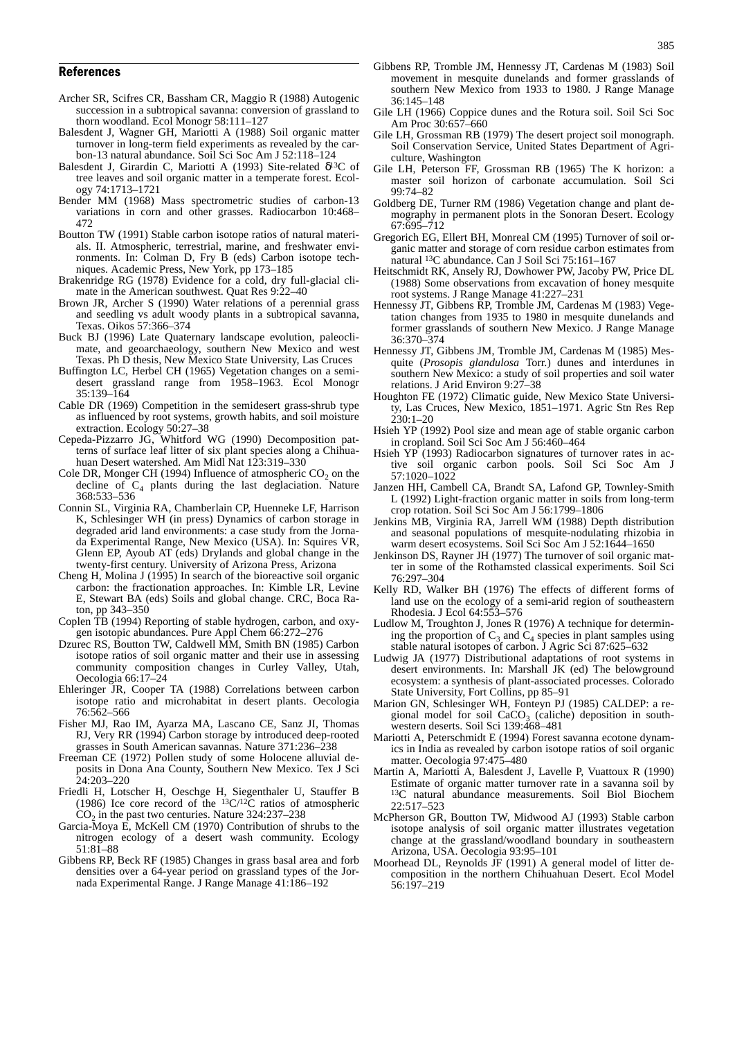## References

Archer SR, Scifres CR, Bassham CR, Maggio R (1988) Autogenic succession in a subtropical savanna: conversion of grassland to thorn woodland. Ecol Monogr 58:111–127

Balesdent J, Wagner GH, Mariotti A (1988) Soil organic matter turnover in long-term field experiments as revealed by the carbon-13 natural abundance. Soil Sci Soc Am J 52:118–124

Balesdent J, Girardin C, Mariotti A (1993) Site-related $\delta^{13}C$ of tree leaves and soil organic matter in a temperate forest. Ecology 74:1713–1721

Bender MM (1968) Mass spectrometric studies of carbon-13 variations in corn and other grasses. Radiocarbon 10:468–472

Boutton TW (1991) Stable carbon isotope ratios of natural materials. II. Atmospheric, terrestrial, marine, and freshwater environments. In: Colman D, Fry B (eds) Carbon isotope techniques. Academic Press, New York, pp 173–185

Brakenridge RG (1978) Evidence for a cold, dry full-glacial climate in the American southwest. Quat Res 9:22–40

Brown JR, Archer S (1990) Water relations of a perennial grass and seedling vs adult woody plants in a subtropical savanna, Texas. Oikos 57:366–374

Buck BJ (1996) Late Quaternary landscape evolution, paleoclimate, and geoarchaeology, southern New Mexico and west Texas. Ph D thesis, New Mexico State University, Las Cruces

Buffington LC, Herbel CH (1965) Vegetation changes on a semidesert grassland range from 1958–1963. Ecol Monogr 35:139–164

Cable DR (1969) Competition in the semidesert grass-shrub type as influenced by root systems, growth habits, and soil moisture extraction. Ecology 50:27–38

Cepeda-Pizzarro JG, Whitford WG (1990) Decomposition patterns of surface leaf litter of six plant species along a Chihuahuan Desert watershed. Am Midl Nat 123:319–330

Cole DR, Monger CH (1994) Influence of atmospheric $CO_2$ on the decline of $C_4$ plants during the last deglaciation. Nature 368:533–536

Connin SL, Virginia RA, Chamberlain CP, Huenneke LF, Harrison K, Schlesinger WH (in press) Dynamics of carbon storage in degraded arid land environments: a case study from the Jornada Experimental Range, New Mexico (USA). In: Squires VR, Glenn EP, Ayoub AT (eds) Drylands and global change in the twenty-first century. University of Arizona Press, Arizona

Cheng H, Molina J (1995) In search of the bioreactive soil organic carbon: the fractionation approaches. In: Kimble LR, Levine E, Stewart BA (eds) Soils and global change. CRC, Boca Raton, pp 343–350

Coplen TB (1994) Reporting of stable hydrogen, carbon, and oxygen isotopic abundances. Pure Appl Chem 66:272–276

Dzurec RS, Boutton TW, Caldwell MM, Smith BN (1985) Carbon isotope ratios of soil organic matter and their use in assessing community composition changes in Curley Valley, Utah, Oecologia 66:17–24

Ehleringer JR, Cooper TA (1988) Correlations between carbon isotope ratio and microhabitat in desert plants. Oecologia 76:562–566

Fisher MJ, Rao IM, Ayarza MA, Lascano CE, Sanz JI, Thomas RJ, Very RR (1994) Carbon storage by introduced deep-rooted grasses in South American savannas. Nature 371:236–238

Freeman CE (1972) Pollen study of some Holocene alluvial deposits in Dona Ana County, Southern New Mexico. Tex J Sci 24:203–220

Friedli H, Lotscher H, Oeschge H, Siegenthaler U, Stauffer B (1986) Ice core record of the $^{13}C/^{12}C$ ratios of atmospheric $CO_2$ in the past two centuries. Nature 324:237–238

Garcia-Moya E, McKell CM (1970) Contribution of shrubs to the nitrogen ecology of a desert wash community. Ecology 51:81–88

Gibbens RP, Beck RF (1985) Changes in grass basal area and forb densities over a 64-year period on grassland types of the Jornada Experimental Range. J Range Manage 41:186–192

Gibbens RP, Tromble JM, Hennessy JT, Cardenas M (1983) Soil movement in mesquite dunelands and former grasslands of southern New Mexico from 1933 to 1980. J Range Manage 36:145–148

Gile LH (1966) Coppice dunes and the Rotura soil. Soil Sci Soc Am Proc 30:657–660

Gile LH, Grossman RB (1979) The desert project soil monograph. Soil Conservation Service, United States Department of Agriculture, Washington

Gile LH, Peterson FF, Grossman RB (1965) The K horizon: a master soil horizon of carbonate accumulation. Soil Sci 99:74–82

Goldberg DE, Turner RM (1986) Vegetation change and plant demography in permanent plots in the Sonoran Desert. Ecology 67:695–712

Gregorich EG, Ellert BH, Monreal CM (1995) Turnover of soil organic matter and storage of corn residue carbon estimates from natural $^{13}C$ abundance. Can J Soil Sci 75:161–167

Heitschmidt RK, Ansely RJ, Dowhower PW, Jacoby PW, Price DL (1988) Some observations from excavation of honey mesquite root systems. J Range Manage 41:227–231

Hennessy JT, Gibbens RP, Tromble JM, Cardenas M (1983) Vegetation changes from 1935 to 1980 in mesquite dunelands and former grasslands of southern New Mexico. J Range Manage 36:370–374

Hennessy JT, Gibbens JM, Tromble JM, Cardenas M (1985) Mesquite (*Prosopis glandulosa* Torr.) dunes and interdunes in southern New Mexico: a study of soil properties and soil water relations. J Arid Environ 9:27–38

Houghton FE (1972) Climatic guide, New Mexico State University, Las Cruces, New Mexico, 1851–1971. Agric Stn Res Rep 230:1–20

Hsieh YP (1992) Pool size and mean age of stable organic carbon in cropland. Soil Sci Soc Am J 56:460–464

Hsieh YP (1993) Radiocarbon signatures of turnover rates in active soil organic carbon pools. Soil Sci Soc Am J 57:1020–1022

Janzen HH, Cambell CA, Brandt SA, Lafond GP, Townley-Smith L (1992) Light-fraction organic matter in soils from long-term crop rotation. Soil Sci Soc Am J 56:1799–1806

Jenkins MB, Virginia RA, Jarrell WM (1988) Depth distribution and seasonal populations of mesquite-nodulating rhizobia in warm desert ecosystems. Soil Sci Soc Am J 52:1644–1650

Jenkinson DS, Rayner JH (1977) The turnover of soil organic matter in some of the Rothamsted classical experiments. Soil Sci 76:297–304

Kelly RD, Walker BH (1976) The effects of different forms of land use on the ecology of a semi-arid region of southeastern Rhodesia. J Ecol 64:553–576

Ludlow M, Troughton J, Jones R (1976) A technique for determining the proportion of $C_3$ and $C_4$ species in plant samples using stable natural isotopes of carbon. J Agric Sci 87:625–632

Ludwig JA (1977) Distributional adaptations of root systems in desert environments. In: Marshall JK (ed) The belowground ecosystem: a synthesis of plant-associated processes. Colorado State University, Fort Collins, pp 85–91

Marion GN, Schlesinger WH, Fonteyn PJ (1985) CALDEP: a regional model for soil $CaCO_3$ (caliche) deposition in southwestern deserts. Soil Sci 139:468–481

Mariotti A, Peterschmidt E (1994) Forest savanna ecotone dynamics in India as revealed by carbon isotope ratios of soil organic matter. Oecologia 97:475–480

Martin A, Mariotti A, Balesdent J, Lavelle P, Vuattoux R (1990) Estimate of organic matter turnover rate in a savanna soil by $^{13}C$ natural abundance measurements. Soil Biol Biochem 22:517–523

McPherson GR, Boutton TW, Midwood AJ (1993) Stable carbon isotope analysis of soil organic matter illustrates vegetation change at the grassland/woodland boundary in southeastern Arizona, USA. Oecologia 93:95–101

Moorhead DL, Reynolds JF (1991) A general model of litter decomposition in the northern Chihuahuan Desert. Ecol Model 56:197–219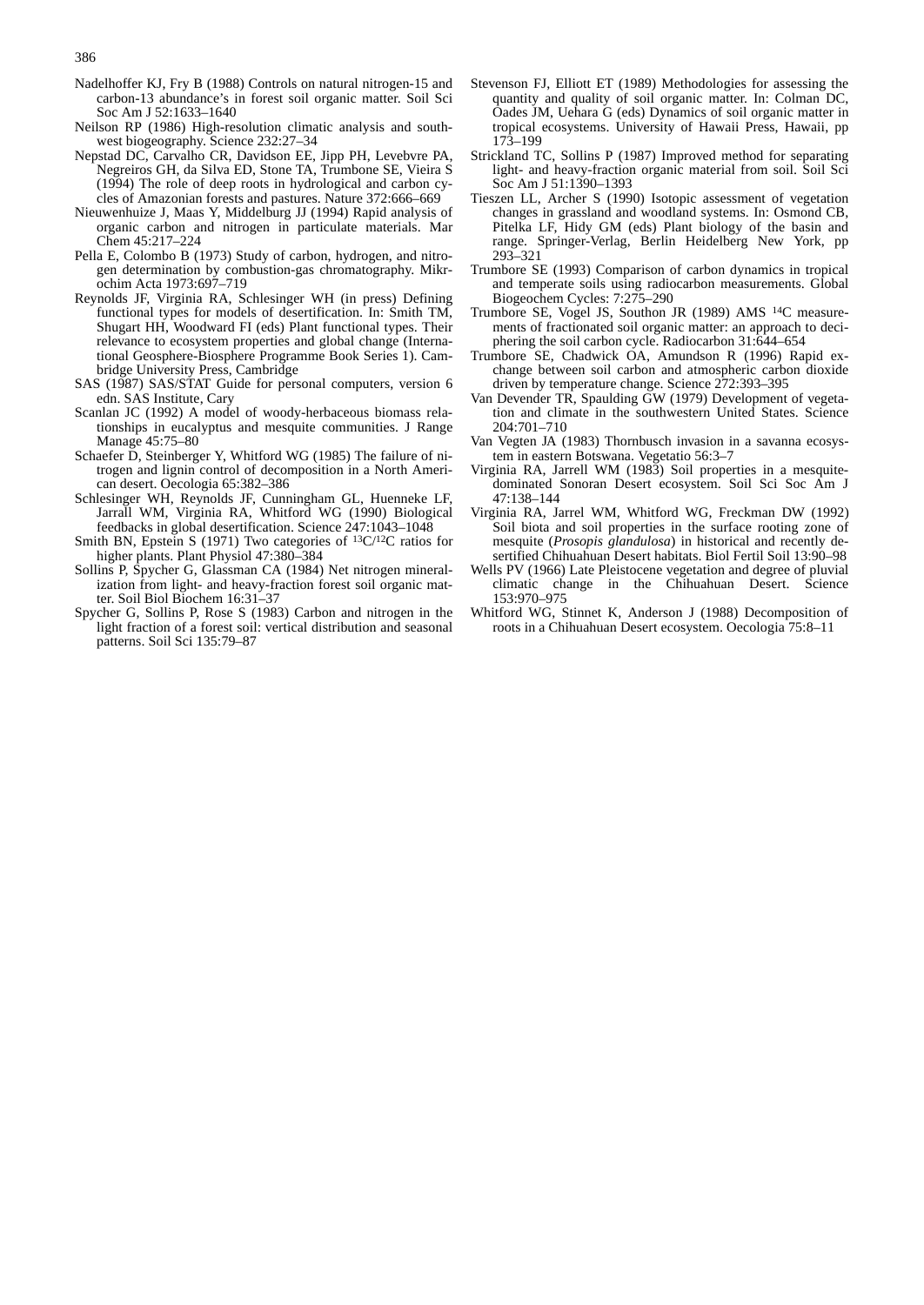Nadelhoffer KJ, Fry B (1988) Controls on natural nitrogen-15 and carbon-13 abundance's in forest soil organic matter. Soil Sci Soc Am J 52:1633–1640

Neilson RP (1986) High-resolution climatic analysis and southwest biogeography. Science 232:27–34

Nepstad DC, Carvalho CR, Davidson EE, Jipp PH, Levebvre PA, Negreiros GH, da Silva ED, Stone TA, Trumbone SE, Vieira S (1994) The role of deep roots in hydrological and carbon cycles of Amazonian forests and pastures. Nature 372:666–669

Nieuwenhuize J, Maas Y, Middelburg JJ (1994) Rapid analysis of organic carbon and nitrogen in particulate materials. Mar Chem 45:217–224

Pella E, Colombo B (1973) Study of carbon, hydrogen, and nitrogen determination by combustion-gas chromatography. Mikrochim Acta 1973:697–719

Reynolds JF, Virginia RA, Schlesinger WH (in press) Defining functional types for models of desertification. In: Smith TM, Shugart HH, Woodward FI (eds) Plant functional types. Their relevance to ecosystem properties and global change (International Geosphere-Biosphere Programme Book Series 1). Cambridge University Press, Cambridge

SAS (1987) SAS/STAT Guide for personal computers, version 6 edn. SAS Institute, Cary

Scanlan JC (1992) A model of woody-herbaceous biomass relationships in eucalyptus and mesquite communities. J Range Manage 45:75–80

Schaefer D, Steinberger Y, Whitford WG (1985) The failure of nitrogen and lignin control of decomposition in a North American desert. Oecologia 65:382–386

Schlesinger WH, Reynolds JF, Cunningham GL, Huenneke LF, Jarrall WM, Virginia RA, Whitford WG (1990) Biological feedbacks in global desertification. Science 247:1043–1048

Smith BN, Epstein S (1971) Two categories of $^{13}C/^{12}C$ ratios for higher plants. Plant Physiol 47:380–384

Sollins P, Spycher G, Glassman CA (1984) Net nitrogen mineralization from light- and heavy-fraction forest soil organic matter. Soil Biol Biochem 16:31–37

Spycher G, Sollins P, Rose S (1983) Carbon and nitrogen in the light fraction of a forest soil: vertical distribution and seasonal patterns. Soil Sci 135:79–87

Stevenson FJ, Elliott ET (1989) Methodologies for assessing the quantity and quality of soil organic matter. In: Colman DC, Oades JM, Uehara G (eds) Dynamics of soil organic matter in tropical ecosystems. University of Hawaii Press, Hawaii, pp 173–199

Strickland TC, Sollins P (1987) Improved method for separating light- and heavy-fraction organic material from soil. Soil Sci Soc Am J 51:1390–1393

Tieszen LL, Archer S (1990) Isotopic assessment of vegetation changes in grassland and woodland systems. In: Osmond CB, Pitelka LF, Hidy GM (eds) Plant biology of the basin and range. Springer-Verlag, Berlin Heidelberg New York, pp 293–321

Trumbore SE (1993) Comparison of carbon dynamics in tropical and temperate soils using radiocarbon measurements. Global Biogeochem Cycles: 7:275–290

Trumbore SE, Vogel JS, Southon JR (1989) AMS $^{14}C$ measurements of fractionated soil organic matter: an approach to deciphering the soil carbon cycle. Radiocarbon 31:644–654

Trumbore SE, Chadwick OA, Amundson R (1996) Rapid exchange between soil carbon and atmospheric carbon dioxide driven by temperature change. Science 272:393–395

Van Devender TR, Spaulding GW (1979) Development of vegetation and climate in the southwestern United States. Science 204:701–710

Van Vegten JA (1983) Thornbusch invasion in a savanna ecosystem in eastern Botswana. Vegetatio 56:3–7

Virginia RA, Jarrell WM (1983) Soil properties in a mesquite-dominated Sonoran Desert ecosystem. Soil Sci Soc Am J 47:138–144

Virginia RA, Jarrel WM, Whitford WG, Freckman DW (1992) Soil biota and soil properties in the surface rooting zone of mesquite (*Prosopis glandulosa*) in historical and recently desertified Chihuahuan Desert habitats. Biol Fertil Soil 13:90–98

Wells PV (1966) Late Pleistocene vegetation and degree of pluvial climatic change in the Chihuahuan Desert. Science 153:970–975

Whitford WG, Stinnet K, Anderson J (1988) Decomposition of roots in a Chihuahuan Desert ecosystem. Oecologia 75:8–11